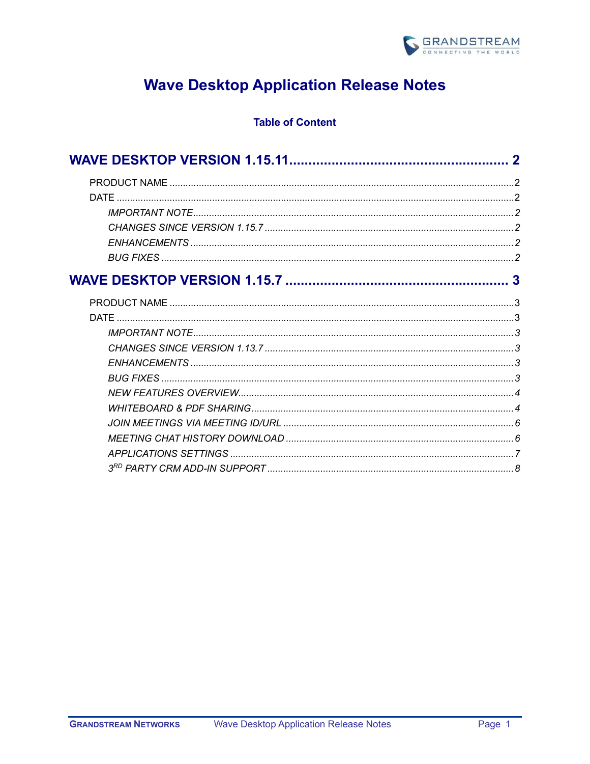# Wave Desktop Application Release Notes

**Table of Content**

**WAVE DESKTOP VERSION 1.15.11 .................................................. 2**

PRODUCT NAME ..................................................................................................2
DATE ..................................................................................................................2
*IMPORTANT NOTE..............................................................................................2*
*CHANGES SINCE VERSION 1.15.7 .........................................................................2*
*ENHANCEMENTS ..................................................................................................2*
*BUG FIXES ............................................................................................................2*

**WAVE DESKTOP VERSION 1.15.7 .................................................. 3**

PRODUCT NAME ..................................................................................................3
DATE ..................................................................................................................3
*IMPORTANT NOTE..............................................................................................3*
*CHANGES SINCE VERSION 1.13.7 .........................................................................3*
*ENHANCEMENTS ..................................................................................................3*
*BUG FIXES ............................................................................................................3*
*NEW FEATURES OVERVIEW...................................................................................4*
*WHITEBOARD & PDF SHARING..............................................................................4*
*JOIN MEETINGS VIA MEETING ID/URL ...................................................................6*
*MEETING CHAT HISTORY DOWNLOAD ..................................................................6*
*APPLICATIONS SETTINGS .....................................................................................7*
*3RD PARTY CRM ADD-IN SUPPORT .......................................................................8*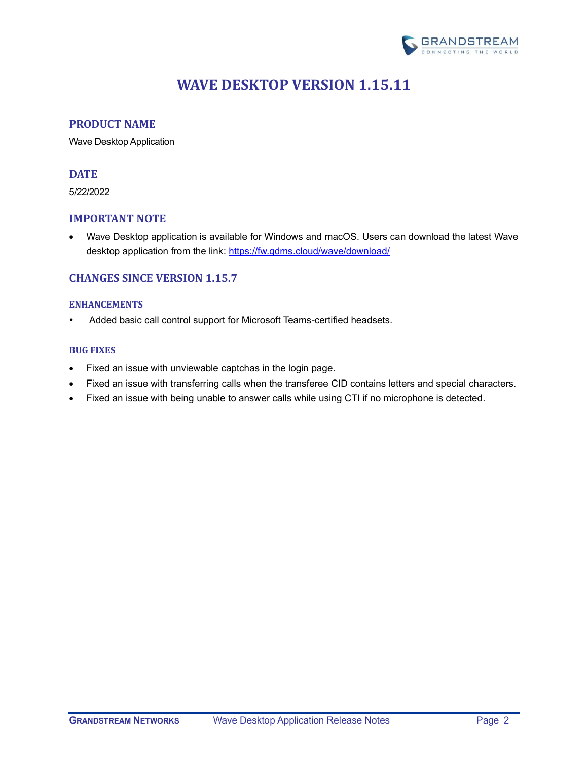# WAVE DESKTOP VERSION 1.15.11

## PRODUCT NAME

Wave Desktop Application

## DATE

5/22/2022

## IMPORTANT NOTE

- Wave Desktop application is available for Windows and macOS. Users can download the latest Wave desktop application from the link: https://fw.gdms.cloud/wave/download/

## CHANGES SINCE VERSION 1.15.7

### ENHANCEMENTS

- Added basic call control support for Microsoft Teams-certified headsets.

### BUG FIXES

- Fixed an issue with unviewable captchas in the login page.
- Fixed an issue with transferring calls when the transferee CID contains letters and special characters.
- Fixed an issue with being unable to answer calls while using CTI if no microphone is detected.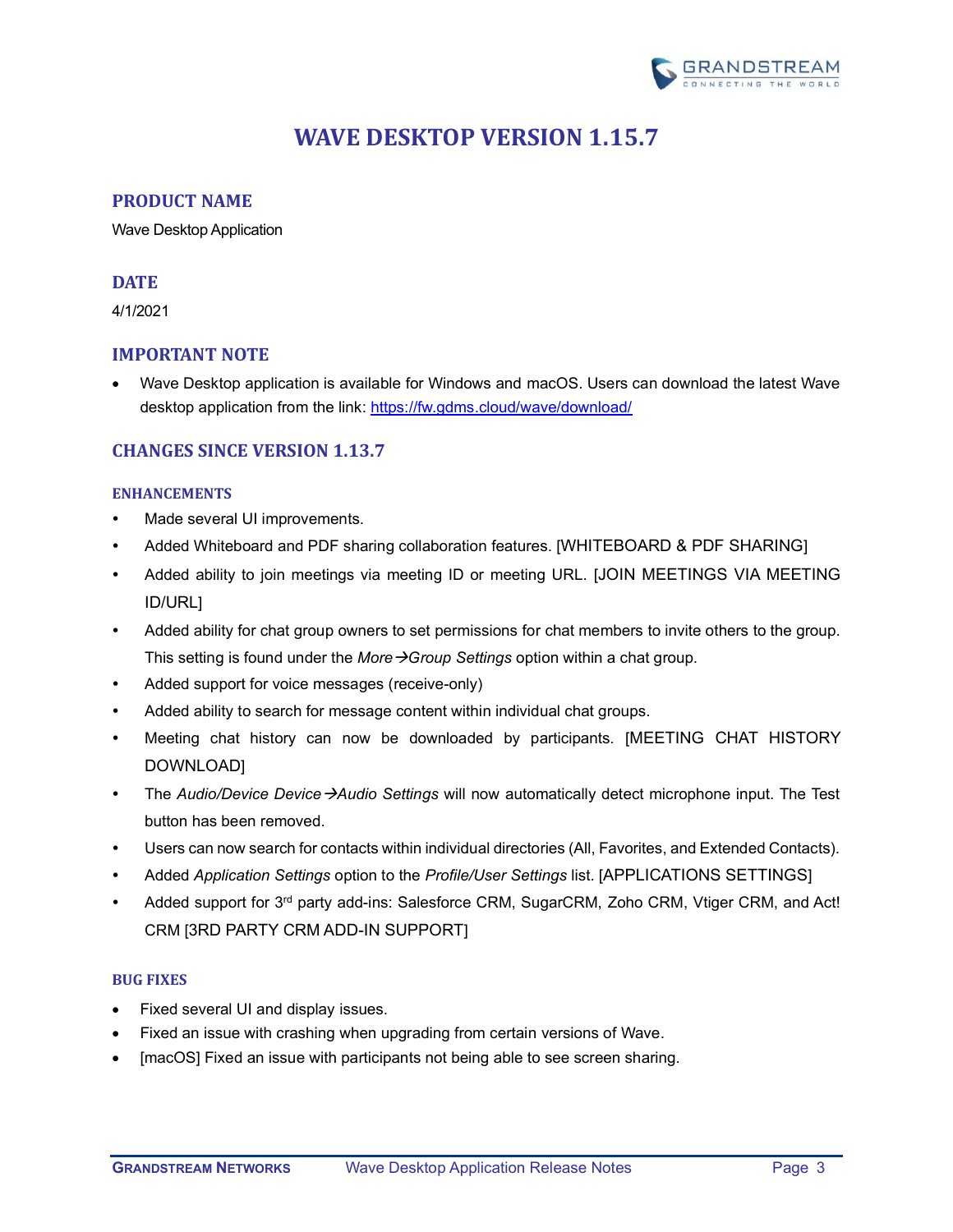# WAVE DESKTOP VERSION 1.15.7

## PRODUCT NAME

Wave Desktop Application

## DATE

4/1/2021

## IMPORTANT NOTE

- Wave Desktop application is available for Windows and macOS. Users can download the latest Wave desktop application from the link: https://fw.gdms.cloud/wave/download/

## CHANGES SINCE VERSION 1.13.7

### ENHANCEMENTS

- Made several UI improvements.
- Added Whiteboard and PDF sharing collaboration features. [WHITEBOARD & PDF SHARING]
- Added ability to join meetings via meeting ID or meeting URL. [JOIN MEETINGS VIA MEETING ID/URL]
- Added ability for chat group owners to set permissions for chat members to invite others to the group. This setting is found under the *More→Group Settings* option within a chat group.
- Added support for voice messages (receive-only)
- Added ability to search for message content within individual chat groups.
- Meeting chat history can now be downloaded by participants. [MEETING CHAT HISTORY DOWNLOAD]
- The *Audio/Device Device→Audio Settings* will now automatically detect microphone input. The Test button has been removed.
- Users can now search for contacts within individual directories (All, Favorites, and Extended Contacts).
- Added *Application Settings* option to the *Profile/User Settings* list. [APPLICATIONS SETTINGS]
- Added support for 3rd party add-ins: Salesforce CRM, SugarCRM, Zoho CRM, Vtiger CRM, and Act! CRM [3RD PARTY CRM ADD-IN SUPPORT]

### BUG FIXES

- Fixed several UI and display issues.
- Fixed an issue with crashing when upgrading from certain versions of Wave.
- [macOS] Fixed an issue with participants not being able to see screen sharing.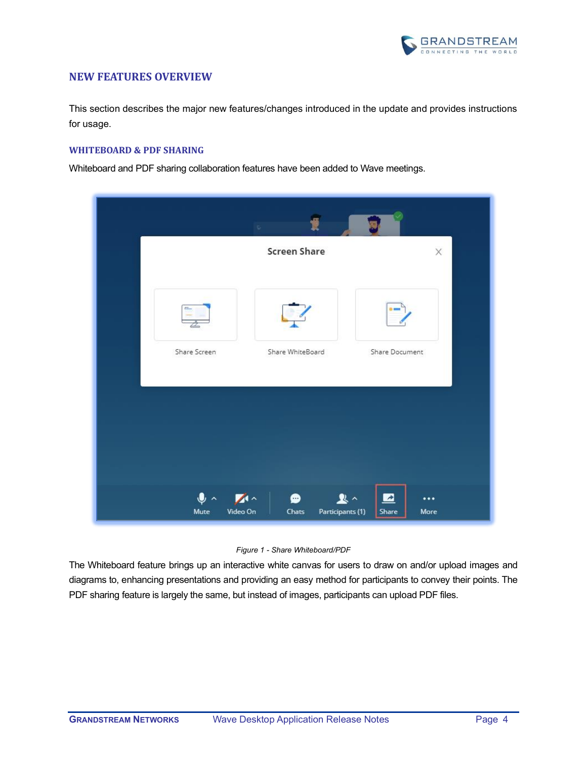## NEW FEATURES OVERVIEW

This section describes the major new features/changes introduced in the update and provides instructions for usage.

### WHITEBOARD & PDF SHARING

Whiteboard and PDF sharing collaboration features have been added to Wave meetings.

*Figure 1 - Share Whiteboard/PDF*

The Whiteboard feature brings up an interactive white canvas for users to draw on and/or upload images and diagrams to, enhancing presentations and providing an easy method for participants to convey their points. The PDF sharing feature is largely the same, but instead of images, participants can upload PDF files.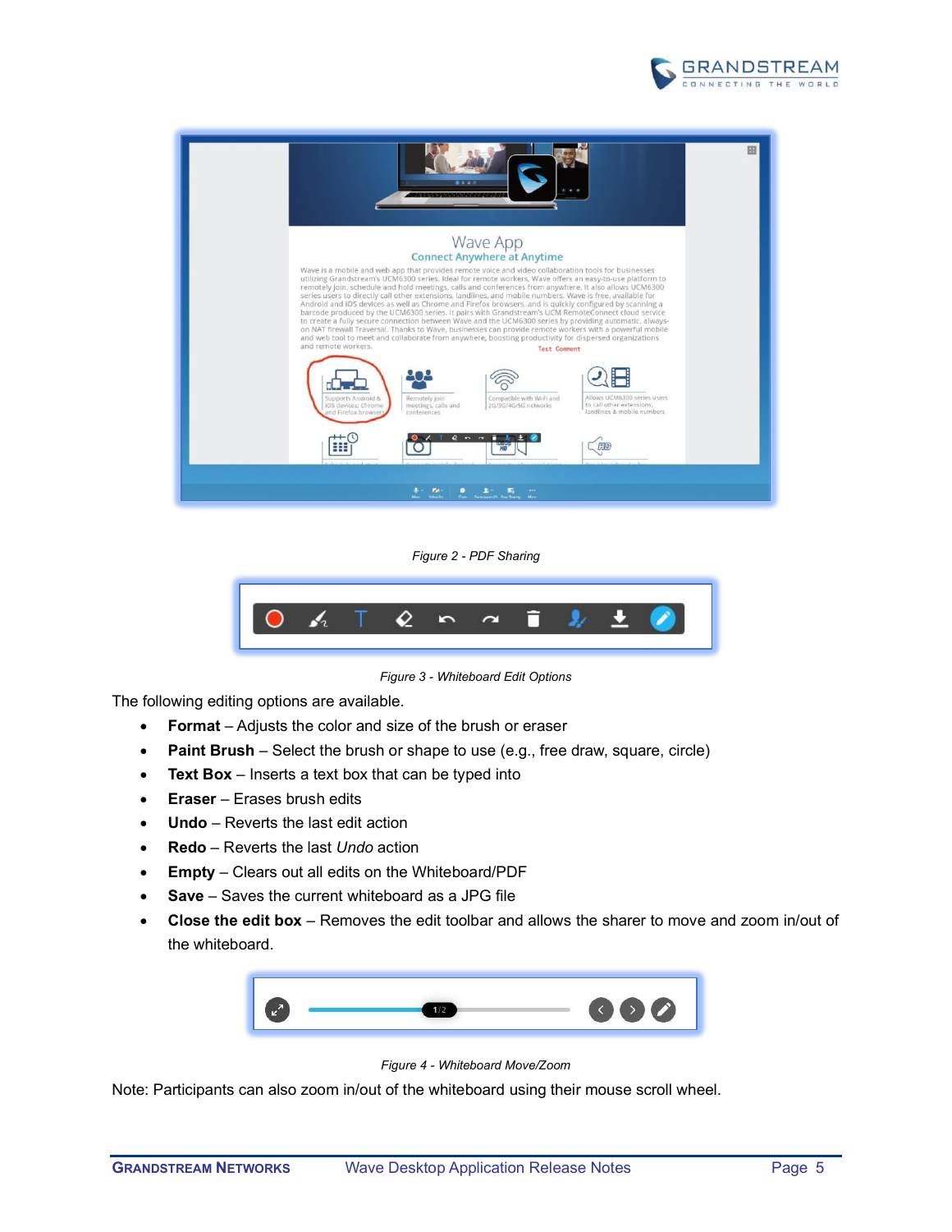Figure 2 - PDF Sharing

Figure 3 - Whiteboard Edit Options

The following editing options are available.

- **Format** – Adjusts the color and size of the brush or eraser
- **Paint Brush** – Select the brush or shape to use (e.g., free draw, square, circle)
- **Text Box** – Inserts a text box that can be typed into
- **Eraser** – Erases brush edits
- **Undo** – Reverts the last edit action
- **Redo** – Reverts the last *Undo* action
- **Empty** – Clears out all edits on the Whiteboard/PDF
- **Save** – Saves the current whiteboard as a JPG file
- **Close the edit box** – Removes the edit toolbar and allows the sharer to move and zoom in/out of the whiteboard.

Figure 4 - Whiteboard Move/Zoom

Note: Participants can also zoom in/out of the whiteboard using their mouse scroll wheel.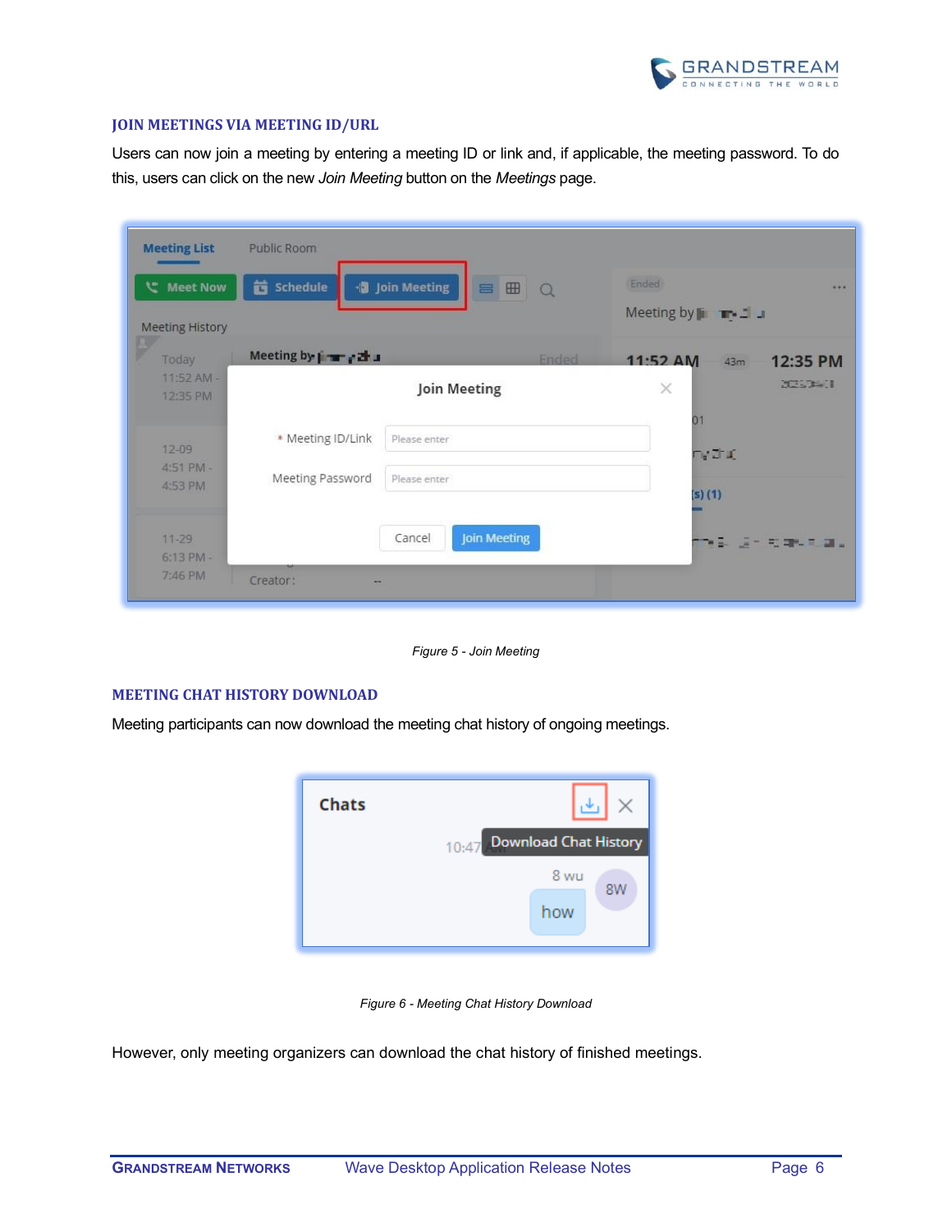## JOIN MEETINGS VIA MEETING ID/URL

Users can now join a meeting by entering a meeting ID or link and, if applicable, the meeting password. To do this, users can click on the new *Join Meeting* button on the *Meetings* page.

*Figure 5 - Join Meeting*

## MEETING CHAT HISTORY DOWNLOAD

Meeting participants can now download the meeting chat history of ongoing meetings.

*Figure 6 - Meeting Chat History Download*

However, only meeting organizers can download the chat history of finished meetings.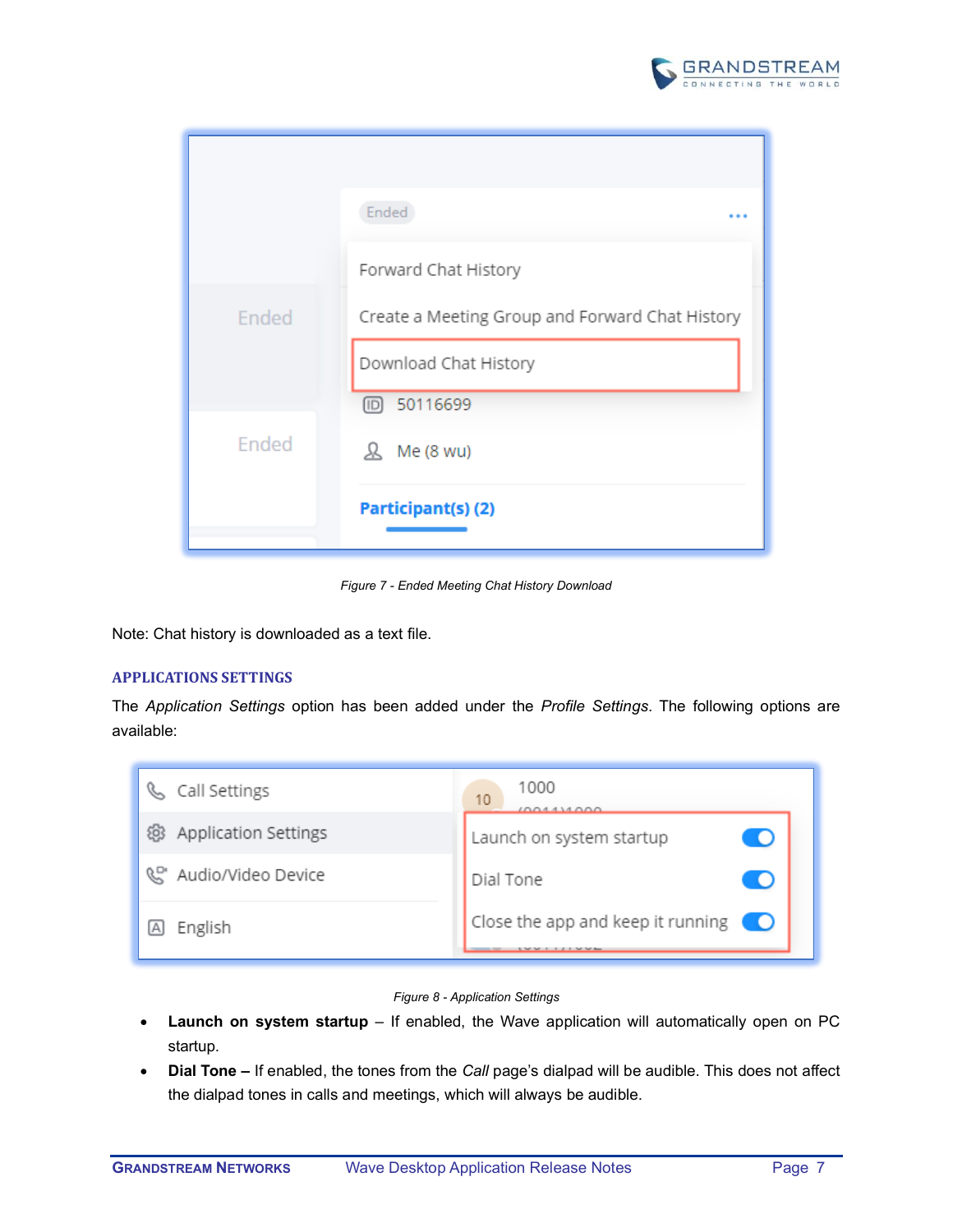Figure 7 - Ended Meeting Chat History Download

Note: Chat history is downloaded as a text file.

## APPLICATIONS SETTINGS

The *Application Settings* option has been added under the *Profile Settings*. The following options are available:

Figure 8 - Application Settings

- **Launch on system startup** – If enabled, the Wave application will automatically open on PC startup.
- **Dial Tone –** If enabled, the tones from the *Call* page's dialpad will be audible. This does not affect the dialpad tones in calls and meetings, which will always be audible.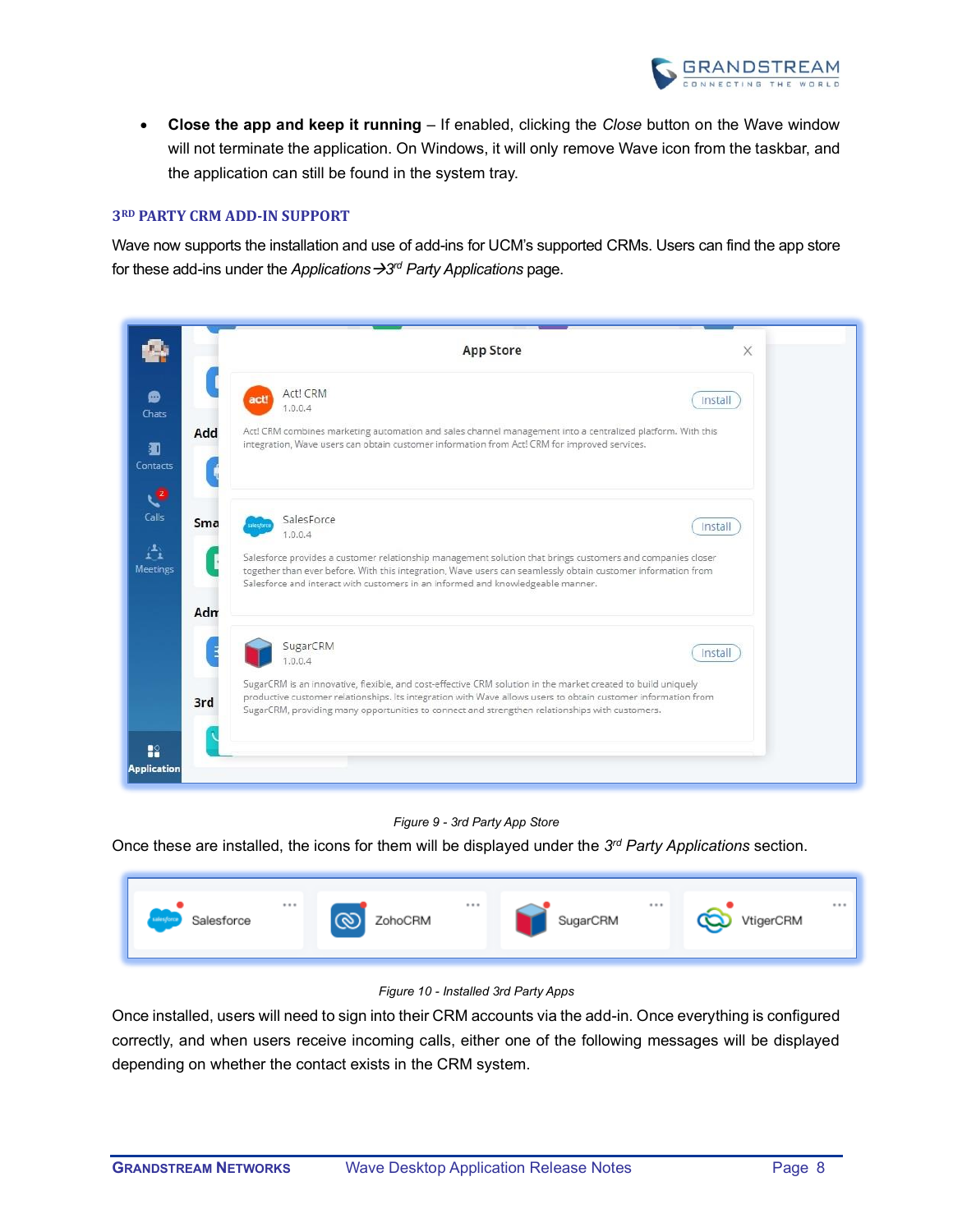- **Close the app and keep it running** – If enabled, clicking the *Close* button on the Wave window will not terminate the application. On Windows, it will only remove Wave icon from the taskbar, and the application can still be found in the system tray.

### 3RD PARTY CRM ADD-IN SUPPORT

Wave now supports the installation and use of add-ins for UCM's supported CRMs. Users can find the app store for these add-ins under the *Applications→3rd Party Applications* page.

*Figure 9 - 3rd Party App Store*

Once these are installed, the icons for them will be displayed under the *3rd Party Applications* section.

*Figure 10 - Installed 3rd Party Apps*

Once installed, users will need to sign into their CRM accounts via the add-in. Once everything is configured correctly, and when users receive incoming calls, either one of the following messages will be displayed depending on whether the contact exists in the CRM system.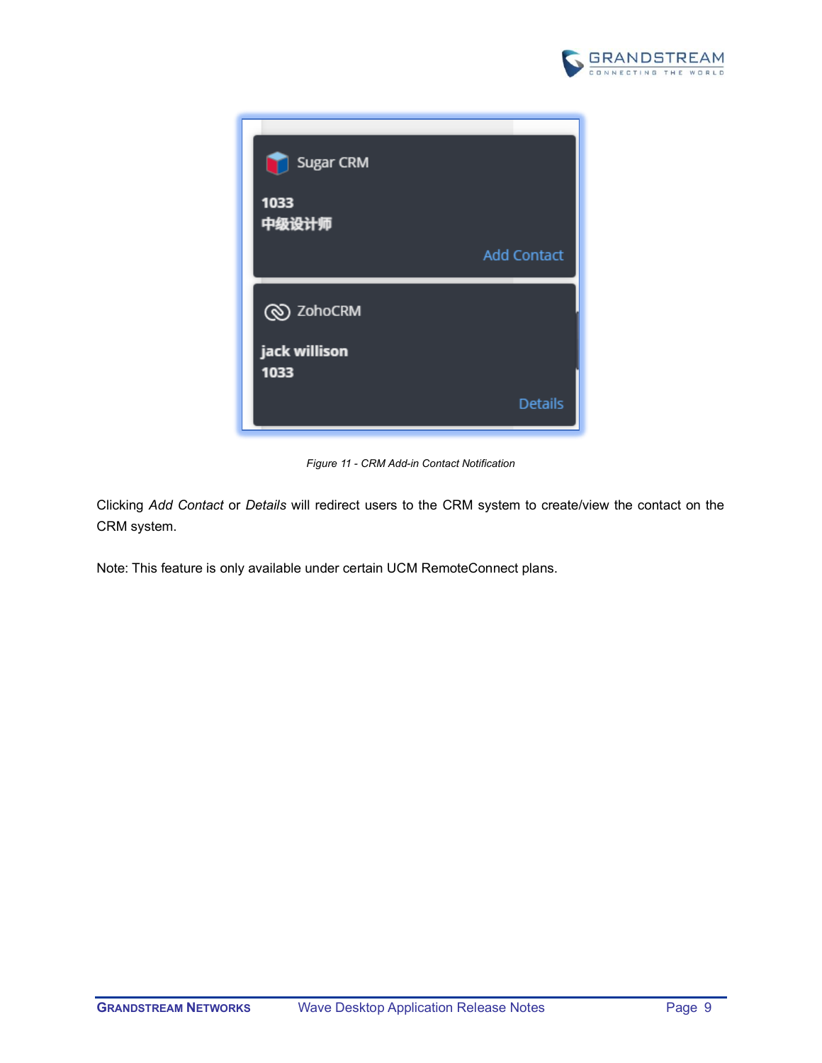*Figure 11 - CRM Add-in Contact Notification*

Clicking *Add Contact* or *Details* will redirect users to the CRM system to create/view the contact on the CRM system.

Note: This feature is only available under certain UCM RemoteConnect plans.